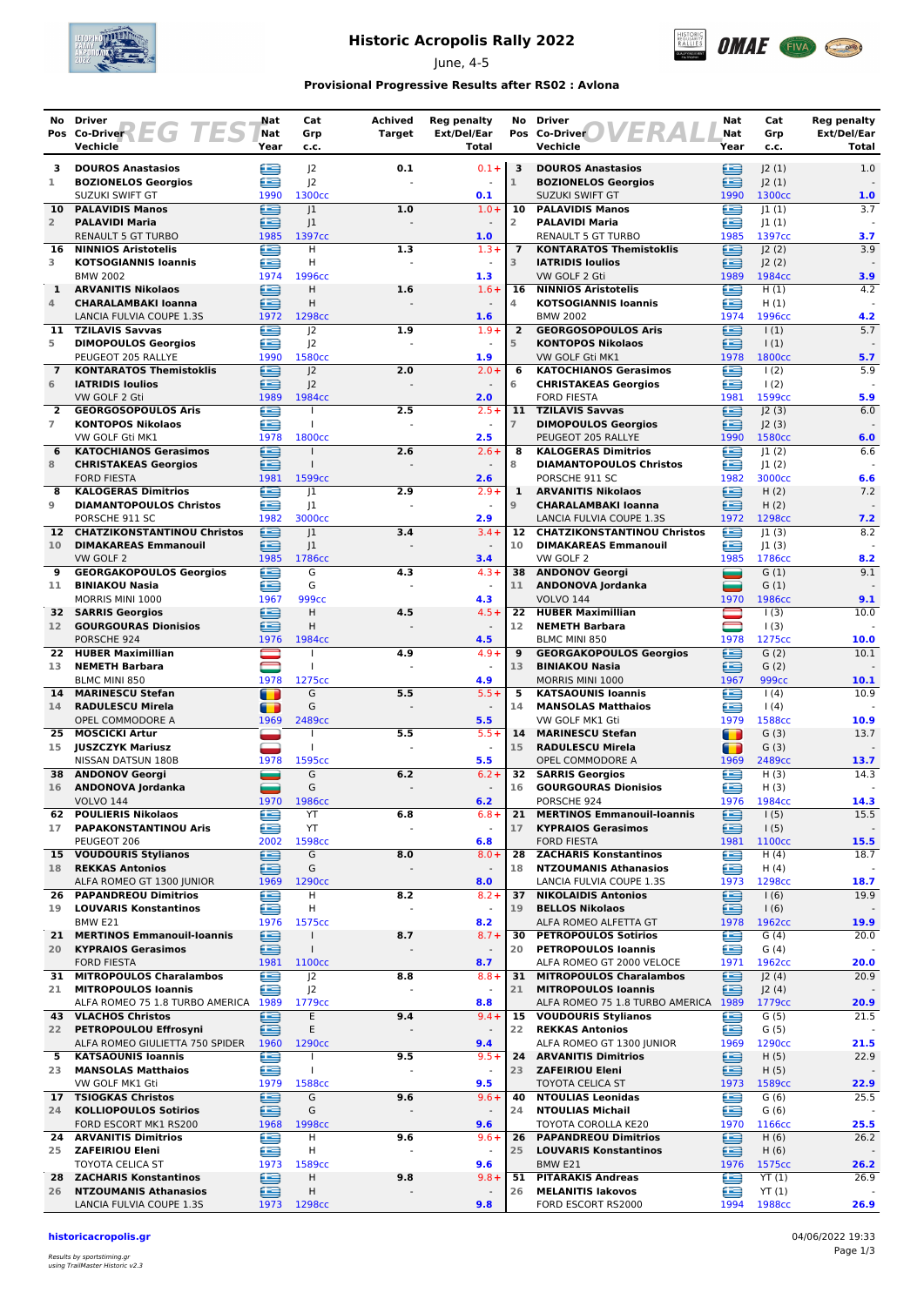# Historic Acropolis Rally 2022

June, 4-5

### Provisional Progressive Results after RS02 : Avlona

## REG TEST

| No / Pos | Driver / Co-Driver / Vechicle | Nat / Nat / Year | Cat / Grp / c.c. | Achived Target | Reg penalty Ext/Del/Ear Total |
|---|---|---|---|---|---|
| 3 / 1 | DOUROS Anastasios / BOZIONELOS Georgios / SUZUKI SWIFT GT | GR / GR / 1990 | J2 / J2 / 1300cc | 0.1 | 0.1+ / - / 0.1 |
| 10 / 2 | PALAVIDIS Manos / PALAVIDI Maria / RENAULT 5 GT TURBO | GR / GR / 1985 | J1 / J1 / 1397cc | 1.0 | 1.0+ / - / 1.0 |
| 16 / 3 | NINNIOS Aristotelis / KOTSOGIANNIS Ioannis / BMW 2002 | GR / GR / 1974 | H / H / 1996cc | 1.3 | 1.3+ / - / 1.3 |
| 1 / 4 | ARVANITIS Nikolaos / CHARALAMBAKI Ioanna / LANCIA FULVIA COUPE 1.3S | GR / GR / 1972 | H / H / 1298cc | 1.6 | 1.6+ / - / 1.6 |
| 11 / 5 | TZILAVIS Savvas / DIMOPOULOS Georgios / PEUGEOT 205 RALLYE | GR / GR / 1990 | J2 / J2 / 1580cc | 1.9 | 1.9+ / - / 1.9 |
| 7 / 6 | KONTARATOS Themistoklis / IATRIDIS Ioulios / VW GOLF 2 Gti | GR / GR / 1989 | J2 / J2 / 1984cc | 2.0 | 2.0+ / - / 2.0 |
| 2 / 7 | GEORGOSOPOULOS Aris / KONTOPOS Nikolaos / VW GOLF Gti MK1 | GR / GR / 1978 | I / I / 1800cc | 2.5 | 2.5+ / - / 2.5 |
| 6 / 8 | KATOCHIANOS Gerasimos / CHRISTAKEAS Georgios / FORD FIESTA | GR / GR / 1981 | I / I / 1599cc | 2.6 | 2.6+ / - / 2.6 |
| 8 / 9 | KALOGERAS Dimitrios / DIAMANTOPOULOS Christos / PORSCHE 911 SC | GR / GR / 1982 | J1 / J1 / 3000cc | 2.9 | 2.9+ / - / 2.9 |
| 12 / 10 | CHATZIKONSTANTINOU Christos / DIMAKAREAS Emmanouil / VW GOLF 2 | GR / GR / 1985 | J1 / J1 / 1786cc | 3.4 | 3.4+ / - / 3.4 |
| 9 / 11 | GEORGAKOPOULOS Georgios / BINIAKOU Nasia / MORRIS MINI 1000 | GR / GR / 1967 | G / G / 999cc | 4.3 | 4.3+ / - / 4.3 |
| 32 / 12 | SARRIS Georgios / GOURGOURAS Dionisios / PORSCHE 924 | GR / GR / 1976 | H / H / 1984cc | 4.5 | 4.5+ / - / 4.5 |
| 22 / 13 | HUBER Maximillian / NEMETH Barbara / BLMC MINI 850 | AT / HU / 1978 | I / I / 1275cc | 4.9 | 4.9+ / - / 4.9 |
| 14 / 14 | MARINESCU Stefan / RADULESCU Mirela / OPEL COMMODORE A | RO / RO / 1969 | G / G / 2489cc | 5.5 | 5.5+ / - / 5.5 |
| 25 / 15 | MOSCICKI Artur / JUSZCZYK Mariusz / NISSAN DATSUN 180B | PL / PL / 1978 | I / I / 1595cc | 5.5 | 5.5+ / - / 5.5 |
| 38 / 16 | ANDONOV Georgi / ANDONOVA Jordanka / VOLVO 144 | BG / BG / 1970 | G / G / 1986cc | 6.2 | 6.2+ / - / 6.2 |
| 62 / 17 | POULIERIS Nikolaos / PAPAKONSTANTINOU Aris / PEUGEOT 206 | GR / GR / 2002 | YT / YT / 1598cc | 6.8 | 6.8+ / - / 6.8 |
| 15 / 18 | VOUDOURIS Stylianos / REKKAS Antonios / ALFA ROMEO GT 1300 JUNIOR | GR / GR / 1969 | G / G / 1290cc | 8.0 | 8.0+ / - / 8.0 |
| 26 / 19 | PAPANDREOU Dimitrios / LOUVARIS Konstantinos / BMW E21 | GR / GR / 1976 | H / H / 1575cc | 8.2 | 8.2+ / - / 8.2 |
| 21 / 20 | MERTINOS Emmanouil-Ioannis / KYPRAIOS Gerasimos / FORD FIESTA | GR / GR / 1981 | I / I / 1100cc | 8.7 | 8.7+ / - / 8.7 |
| 31 / 21 | MITROPOULOS Charalambos / MITROPOULOS Ioannis / ALFA ROMEO 75 1.8 TURBO AMERICA | GR / GR / 1989 | J2 / J2 / 1779cc | 8.8 | 8.8+ / - / 8.8 |
| 43 / 22 | VLACHOS Christos / PETROPOULOU Effrosyni / ALFA ROMEO GIULIETTA 750 SPIDER | GR / GR / 1960 | E / E / 1290cc | 9.4 | 9.4+ / - / 9.4 |
| 5 / 23 | KATSAOUNIS Ioannis / MANSOLAS Matthaios / VW GOLF MK1 Gti | GR / GR / 1979 | I / I / 1588cc | 9.5 | 9.5+ / - / 9.5 |
| 17 / 24 | TSIOGKAS Christos / KOLLIOPOULOS Sotirios / FORD ESCORT MK1 RS200 | GR / GR / 1968 | G / G / 1998cc | 9.6 | 9.6+ / - / 9.6 |
| 24 / 25 | ARVANITIS Dimitrios / ZAFEIRIOU Eleni / TOYOTA CELICA ST | GR / GR / 1973 | H / H / 1589cc | 9.6 | 9.6+ / - / 9.6 |
| 28 / 26 | ZACHARIS Konstantinos / NTZOUMANIS Athanasios / LANCIA FULVIA COUPE 1.3S | GR / GR / 1973 | H / H / 1298cc | 9.8 | 9.8+ / - / 9.8 |

## OVERALL

| No / Pos | Driver / Co-Driver / Vechicle | Nat / Nat / Year | Cat / Grp / c.c. | Reg penalty Ext/Del/Ear Total |
|---|---|---|---|---|
| 3 / 1 | DOUROS Anastasios / BOZIONELOS Georgios / SUZUKI SWIFT GT | GR / GR / 1990 | J2 (1) / J2 (1) / 1300cc | 1.0 / - / 1.0 |
| 10 / 2 | PALAVIDIS Manos / PALAVIDI Maria / RENAULT 5 GT TURBO | GR / GR / 1985 | J1 (1) / J1 (1) / 1397cc | 3.7 / - / 3.7 |
| 7 / 3 | KONTARATOS Themistoklis / IATRIDIS Ioulios / VW GOLF 2 Gti | GR / GR / 1989 | J2 (2) / J2 (2) / 1984cc | 3.9 / - / 3.9 |
| 16 / 4 | NINNIOS Aristotelis / KOTSOGIANNIS Ioannis / BMW 2002 | GR / GR / 1974 | H (1) / H (1) / 1996cc | 4.2 / - / 4.2 |
| 2 / 5 | GEORGOSOPOULOS Aris / KONTOPOS Nikolaos / VW GOLF Gti MK1 | GR / GR / 1978 | I (1) / I (1) / 1800cc | 5.7 / - / 5.7 |
| 6 / 6 | KATOCHIANOS Gerasimos / CHRISTAKEAS Georgios / FORD FIESTA | GR / GR / 1981 | I (2) / I (2) / 1599cc | 5.9 / - / 5.9 |
| 11 / 7 | TZILAVIS Savvas / DIMOPOULOS Georgios / PEUGEOT 205 RALLYE | GR / GR / 1990 | J2 (3) / J2 (3) / 1580cc | 6.0 / - / 6.0 |
| 8 / 8 | KALOGERAS Dimitrios / DIAMANTOPOULOS Christos / PORSCHE 911 SC | GR / GR / 1982 | J1 (2) / J1 (2) / 3000cc | 6.6 / - / 6.6 |
| 1 / 9 | ARVANITIS Nikolaos / CHARALAMBAKI Ioanna / LANCIA FULVIA COUPE 1.3S | GR / GR / 1972 | H (2) / H (2) / 1298cc | 7.2 / - / 7.2 |
| 12 / 10 | CHATZIKONSTANTINOU Christos / DIMAKAREAS Emmanouil / VW GOLF 2 | GR / GR / 1985 | J1 (3) / J1 (3) / 1786cc | 8.2 / - / 8.2 |
| 38 / 11 | ANDONOV Georgi / ANDONOVA Jordanka / VOLVO 144 | BG / BG / 1970 | G (1) / G (1) / 1986cc | 9.1 / - / 9.1 |
| 22 / 12 | HUBER Maximillian / NEMETH Barbara / BLMC MINI 850 | AT / HU / 1978 | I (3) / I (3) / 1275cc | 10.0 / - / 10.0 |
| 9 / 13 | GEORGAKOPOULOS Georgios / BINIAKOU Nasia / MORRIS MINI 1000 | GR / GR / 1967 | G (2) / G (2) / 999cc | 10.1 / - / 10.1 |
| 5 / 14 | KATSAOUNIS Ioannis / MANSOLAS Matthaios / VW GOLF MK1 Gti | GR / GR / 1979 | I (4) / I (4) / 1588cc | 10.9 / - / 10.9 |
| 14 / 15 | MARINESCU Stefan / RADULESCU Mirela / OPEL COMMODORE A | RO / RO / 1969 | G (3) / G (3) / 2489cc | 13.7 / - / 13.7 |
| 32 / 16 | SARRIS Georgios / GOURGOURAS Dionisios / PORSCHE 924 | GR / GR / 1976 | H (3) / H (3) / 1984cc | 14.3 / - / 14.3 |
| 21 / 17 | MERTINOS Emmanouil-Ioannis / KYPRAIOS Gerasimos / FORD FIESTA | GR / GR / 1981 | I (5) / I (5) / 1100cc | 15.5 / - / 15.5 |
| 28 / 18 | ZACHARIS Konstantinos / NTZOUMANIS Athanasios / LANCIA FULVIA COUPE 1.3S | GR / GR / 1973 | H (4) / H (4) / 1298cc | 18.7 / - / 18.7 |
| 37 / 19 | NIKOLAIDIS Antonios / BELLOS Nikolaos / ALFA ROMEO ALFETTA GT | GR / GR / 1978 | I (6) / I (6) / 1962cc | 19.9 / - / 19.9 |
| 30 / 20 | PETROPOULOS Sotirios / PETROPOULOS Ioannis / ALFA ROMEO GT 2000 VELOCE | GR / GR / 1971 | G (4) / G (4) / 1962cc | 20.0 / - / 20.0 |
| 31 / 21 | MITROPOULOS Charalambos / MITROPOULOS Ioannis / ALFA ROMEO 75 1.8 TURBO AMERICA | GR / GR / 1989 | J2 (4) / J2 (4) / 1779cc | 20.9 / - / 20.9 |
| 15 / 22 | VOUDOURIS Stylianos / REKKAS Antonios / ALFA ROMEO GT 1300 JUNIOR | GR / GR / 1969 | G (5) / G (5) / 1290cc | 21.5 / - / 21.5 |
| 24 / 23 | ARVANITIS Dimitrios / ZAFEIRIOU Eleni / TOYOTA CELICA ST | GR / GR / 1973 | H (5) / H (5) / 1589cc | 22.9 / - / 22.9 |
| 40 / 24 | NTOULIAS Leonidas / NTOULIAS Michail / TOYOTA COROLLA KE20 | GR / GR / 1970 | G (6) / G (6) / 1166cc | 25.5 / - / 25.5 |
| 26 / 25 | PAPANDREOU Dimitrios / LOUVARIS Konstantinos / BMW E21 | GR / GR / 1976 | H (6) / H (6) / 1575cc | 26.2 / - / 26.2 |
| 51 / 26 | PITARAKIS Andreas / MELANITIS Iakovos / FORD ESCORT RS2000 | GR / GR / 1994 | YT (1) / YT (1) / 1988cc | 26.9 / - / 26.9 |

historicacropolis.gr

04/06/2022 19:33

*Results by sportstiming.gr using TrailMaster Historic v2.3*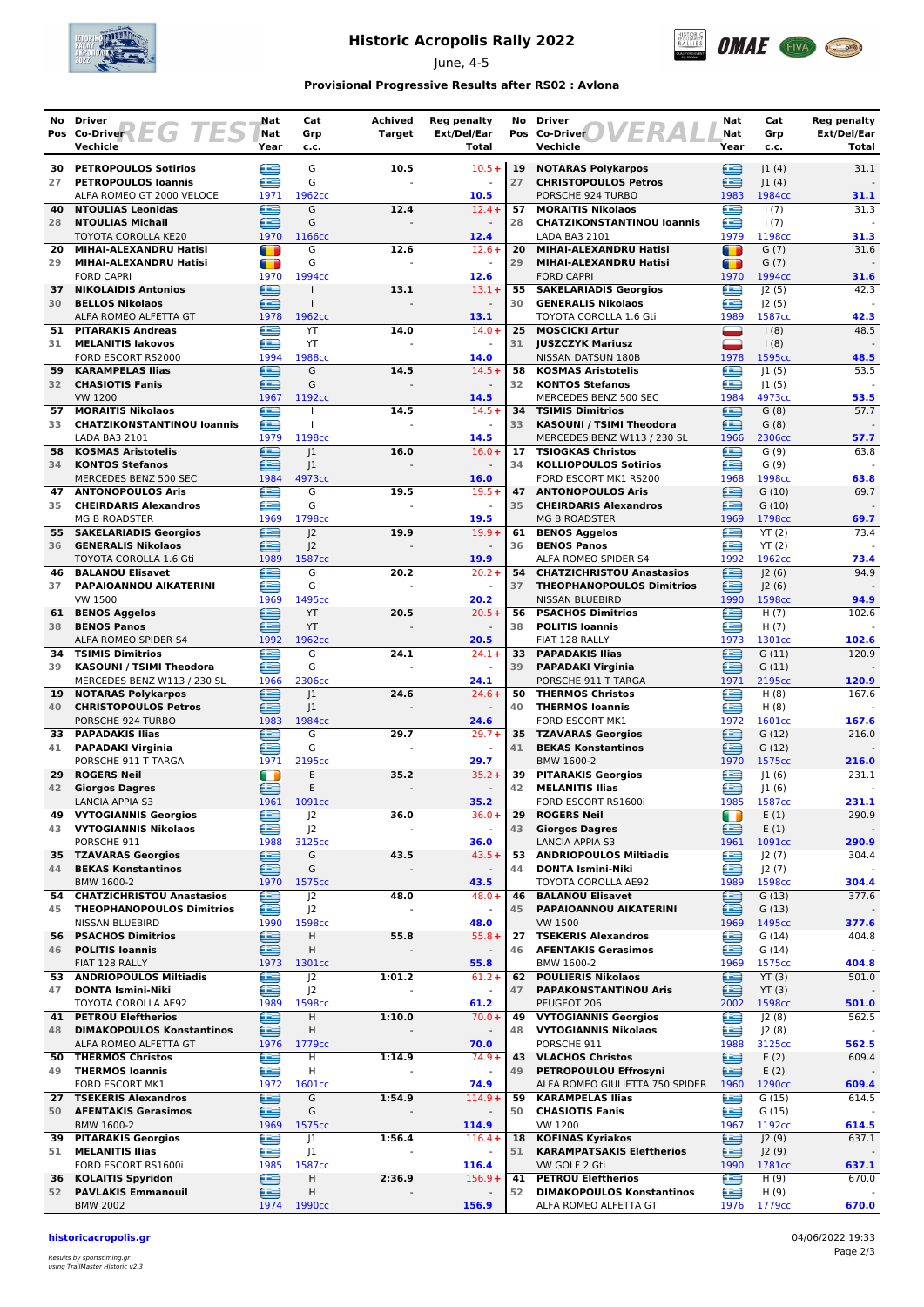# Historic Acropolis Rally 2022

June, 4-5

**Provisional Progressive Results after RS02 : Avlona**

## REG TEST

| No | Pos | Driver / Co-Driver / Vehicle | Nat | Cat / Grp / c.c. | Year | Achived Target | Reg penalty Ext/Del/Ear | Total |
|---|---|---|---|---|---|---|---|---|
| 30 | 27 | **PETROPOULOS Sotirios** / **PETROPOULOS Ioannis** / ALFA ROMEO GT 2000 VELOCE | | G / G / 1962cc | 1971 | 10.5 | 10.5+ / - | **10.5** |
| 40 | 28 | **NTOULIAS Leonidas** / **NTOULIAS Michail** / TOYOTA COROLLA KE20 | | G / G / 1166cc | 1970 | 12.4 | 12.4+ / - | **12.4** |
| 20 | 29 | **MIHAI-ALEXANDRU Hatisi** / **MIHAI-ALEXANDRU Hatisi** / FORD CAPRI | | G / G / 1994cc | 1970 | 12.6 | 12.6+ / - | **12.6** |
| 37 | 30 | **NIKOLAIDIS Antonios** / **BELLOS Nikolaos** / ALFA ROMEO ALFETTA GT | | I / I / 1962cc | 1978 | 13.1 | 13.1+ / - | **13.1** |
| 51 | 31 | **PITARAKIS Andreas** / **MELANITIS Iakovos** / FORD ESCORT RS2000 | | YT / YT / 1988cc | 1994 | 14.0 | 14.0+ / - | **14.0** |
| 59 | 32 | **KARAMPELAS Ilias** / **CHASIOTIS Fanis** / VW 1200 | | G / G / 1192cc | 1967 | 14.5 | 14.5+ / - | **14.5** |
| 57 | 33 | **MORAITIS Nikolaos** / **CHATZIKONSTANTINOU Ioannis** / LADA BA3 2101 | | I / I / 1198cc | 1979 | 14.5 | 14.5+ / - | **14.5** |
| 58 | 34 | **KOSMAS Aristotelis** / **KONTOS Stefanos** / MERCEDES BENZ 500 SEC | | J1 / J1 / 4973cc | 1984 | 16.0 | 16.0+ / - | **16.0** |
| 47 | 35 | **ANTONOPOULOS Aris** / **CHEIRDARIS Alexandros** / MG B ROADSTER | | G / G / 1798cc | 1969 | 19.5 | 19.5+ / - | **19.5** |
| 55 | 36 | **SAKELARIADIS Georgios** / **GENERALIS Nikolaos** / TOYOTA COROLLA 1.6 Gti | | J2 / J2 / 1587cc | 1989 | 19.9 | 19.9+ / - | **19.9** |
| 46 | 37 | **BALANOU Elisavet** / **PAPAIOANNOU AIKATERINI** / VW 1500 | | G / G / 1495cc | 1969 | 20.2 | 20.2+ / - | **20.2** |
| 61 | 38 | **BENOS Aggelos** / **BENOS Panos** / ALFA ROMEO SPIDER S4 | | YT / YT / 1962cc | 1992 | 20.5 | 20.5+ / - | **20.5** |
| 34 | 39 | **TSIMIS Dimitrios** / **KASOUNI / TSIMI Theodora** / MERCEDES BENZ W113 / 230 SL | | G / G / 2306cc | 1966 | 24.1 | 24.1+ / - | **24.1** |
| 19 | 40 | **NOTARAS Polykarpos** / **CHRISTOPOULOS Petros** / PORSCHE 924 TURBO | | J1 / J1 / 1984cc | 1983 | 24.6 | 24.6+ / - | **24.6** |
| 33 | 41 | **PAPADAKIS Ilias** / **PAPADAKI Virginia** / PORSCHE 911 T TARGA | | G / G / 2195cc | 1971 | 29.7 | 29.7+ / - | **29.7** |
| 29 | 42 | **ROGERS Neil** / **Giorgos Dagres** / LANCIA APPIA S3 | | E / E / 1091cc | 1961 | 35.2 | 35.2+ / - | **35.2** |
| 49 | 43 | **VYTOGIANNIS Georgios** / **VYTOGIANNIS Nikolaos** / PORSCHE 911 | | J2 / J2 / 3125cc | 1988 | 36.0 | 36.0+ / - | **36.0** |
| 35 | 44 | **TZAVARAS Georgios** / **BEKAS Konstantinos** / BMW 1600-2 | | G / G / 1575cc | 1970 | 43.5 | 43.5+ / - | **43.5** |
| 54 | 45 | **CHATZICHRISTOU Anastasios** / **THEOPHANOPOULOS Dimitrios** / NISSAN BLUEBIRD | | J2 / J2 / 1598cc | 1990 | 48.0 | 48.0+ / - | **48.0** |
| 56 | 46 | **PSACHOS Dimitrios** / **POLITIS Ioannis** / FIAT 128 RALLY | | H / H / 1301cc | 1973 | 55.8 | 55.8+ / - | **55.8** |
| 53 | 47 | **ANDRIOPOULOS Miltiadis** / **DONTA Ismini-Niki** / TOYOTA COROLLA AE92 | | J2 / J2 / 1598cc | 1989 | 1:01.2 | 61.2+ / - | **61.2** |
| 41 | 48 | **PETROU Eleftherios** / **DIMAKOPOULOS Konstantinos** / ALFA ROMEO ALFETTA GT | | H / H / 1779cc | 1976 | 1:10.0 | 70.0+ / - | **70.0** |
| 50 | 49 | **THERMOS Christos** / **THERMOS Ioannis** / FORD ESCORT MK1 | | H / H / 1601cc | 1972 | 1:14.9 | 74.9+ / - | **74.9** |
| 27 | 50 | **TSEKERIS Alexandros** / **AFENTAKIS Gerasimos** / BMW 1600-2 | | G / G / 1575cc | 1969 | 1:54.9 | 114.9+ / - | **114.9** |
| 39 | 51 | **PITARAKIS Georgios** / **MELANITIS Ilias** / FORD ESCORT RS1600i | | J1 / J1 / 1587cc | 1985 | 1:56.4 | 116.4+ / - | **116.4** |
| 36 | 52 | **KOLAITIS Spyridon** / **PAVLAKIS Emmanouil** / BMW 2002 | | H / H / 1990cc | 1974 | 2:36.9 | 156.9+ / - | **156.9** |

## OVERALL

| No | Pos | Driver / Co-Driver / Vehicle | Nat | Cat / Grp / c.c. | Year | Reg penalty Ext/Del/Ear | Total |
|---|---|---|---|---|---|---|---|
| 19 | 27 | **NOTARAS Polykarpos** / **CHRISTOPOULOS Petros** / PORSCHE 924 TURBO | | J1 (4) / J1 (4) / 1984cc | 1983 | 31.1 / - | **31.1** |
| 57 | 28 | **MORAITIS Nikolaos** / **CHATZIKONSTANTINOU Ioannis** / LADA BA3 2101 | | I (7) / I (7) / 1198cc | 1979 | 31.3 / - | **31.3** |
| 20 | 29 | **MIHAI-ALEXANDRU Hatisi** / **MIHAI-ALEXANDRU Hatisi** / FORD CAPRI | | G (7) / G (7) / 1994cc | 1970 | 31.6 / - | **31.6** |
| 55 | 30 | **SAKELARIADIS Georgios** / **GENERALIS Nikolaos** / TOYOTA COROLLA 1.6 Gti | | J2 (5) / J2 (5) / 1587cc | 1989 | 42.3 / - | **42.3** |
| 25 | 31 | **MOSCICKI Artur** / **JUSZCZYK Mariusz** / NISSAN DATSUN 180B | | I (8) / I (8) / 1595cc | 1978 | 48.5 / - | **48.5** |
| 58 | 32 | **KOSMAS Aristotelis** / **KONTOS Stefanos** / MERCEDES BENZ 500 SEC | | J1 (5) / J1 (5) / 4973cc | 1984 | 53.5 / - | **53.5** |
| 34 | 33 | **TSIMIS Dimitrios** / **KASOUNI / TSIMI Theodora** / MERCEDES BENZ W113 / 230 SL | | G (8) / G (8) / 2306cc | 1966 | 57.7 / - | **57.7** |
| 17 | 34 | **TSIOGKAS Christos** / **KOLLIOPOULOS Sotirios** / FORD ESCORT MK1 RS200 | | G (9) / G (9) / 1998cc | 1968 | 63.8 / - | **63.8** |
| 47 | 35 | **ANTONOPOULOS Aris** / **CHEIRDARIS Alexandros** / MG B ROADSTER | | G (10) / G (10) / 1798cc | 1969 | 69.7 / - | **69.7** |
| 61 | 36 | **BENOS Aggelos** / **BENOS Panos** / ALFA ROMEO SPIDER S4 | | YT (2) / YT (2) / 1962cc | 1992 | 73.4 / - | **73.4** |
| 54 | 37 | **CHATZICHRISTOU Anastasios** / **THEOPHANOPOULOS Dimitrios** / NISSAN BLUEBIRD | | J2 (6) / J2 (6) / 1598cc | 1990 | 94.9 / - | **94.9** |
| 56 | 38 | **PSACHOS Dimitrios** / **POLITIS Ioannis** / FIAT 128 RALLY | | H (7) / H (7) / 1301cc | 1973 | 102.6 / - | **102.6** |
| 33 | 39 | **PAPADAKIS Ilias** / **PAPADAKI Virginia** / PORSCHE 911 T TARGA | | G (11) / G (11) / 2195cc | 1971 | 120.9 / - | **120.9** |
| 50 | 40 | **THERMOS Christos** / **THERMOS Ioannis** / FORD ESCORT MK1 | | H (8) / H (8) / 1601cc | 1972 | 167.6 / - | **167.6** |
| 35 | 41 | **TZAVARAS Georgios** / **BEKAS Konstantinos** / BMW 1600-2 | | G (12) / G (12) / 1575cc | 1970 | 216.0 / - | **216.0** |
| 39 | 42 | **PITARAKIS Georgios** / **MELANITIS Ilias** / FORD ESCORT RS1600i | | J1 (6) / J1 (6) / 1587cc | 1985 | 231.1 / - | **231.1** |
| 29 | 43 | **ROGERS Neil** / **Giorgos Dagres** / LANCIA APPIA S3 | | E (1) / E (1) / 1091cc | 1961 | 290.9 / - | **290.9** |
| 53 | 44 | **ANDRIOPOULOS Miltiadis** / **DONTA Ismini-Niki** / TOYOTA COROLLA AE92 | | J2 (7) / J2 (7) / 1598cc | 1989 | 304.4 / - | **304.4** |
| 46 | 45 | **BALANOU Elisavet** / **PAPAIOANNOU AIKATERINI** / VW 1500 | | G (13) / G (13) / 1495cc | 1969 | 377.6 / - | **377.6** |
| 27 | 46 | **TSEKERIS Alexandros** / **AFENTAKIS Gerasimos** / BMW 1600-2 | | G (14) / G (14) / 1575cc | 1969 | 404.8 / - | **404.8** |
| 62 | 47 | **POULIERIS Nikolaos** / **PAPAKONSTANTINOU Aris** / PEUGEOT 206 | | YT (3) / YT (3) / 1598cc | 2002 | 501.0 / - | **501.0** |
| 49 | 48 | **VYTOGIANNIS Georgios** / **VYTOGIANNIS Nikolaos** / PORSCHE 911 | | J2 (8) / J2 (8) / 3125cc | 1988 | 562.5 / - | **562.5** |
| 43 | 49 | **VLACHOS Christos** / **PETROPOULOU Effrosyni** / ALFA ROMEO GIULIETTA 750 SPIDER | | E (2) / E (2) / 1290cc | 1960 | 609.4 / - | **609.4** |
| 59 | 50 | **KARAMPELAS Ilias** / **CHASIOTIS Fanis** / VW 1200 | | G (15) / G (15) / 1192cc | 1967 | 614.5 / - | **614.5** |
| 18 | 51 | **KOFINAS Kyriakos** / **KARAMPATSAKIS Eleftherios** / VW GOLF 2 Gti | | J2 (9) / J2 (9) / 1781cc | 1990 | 637.1 / - | **637.1** |
| 41 | 52 | **PETROU Eleftherios** / **DIMAKOPOULOS Konstantinos** / ALFA ROMEO ALFETTA GT | | H (9) / H (9) / 1779cc | 1976 | 670.0 / - | **670.0** |

historicacropolis.gr

*Results by sportstiming.gr using TrailMaster Historic v2.3*

04/06/2022 19:33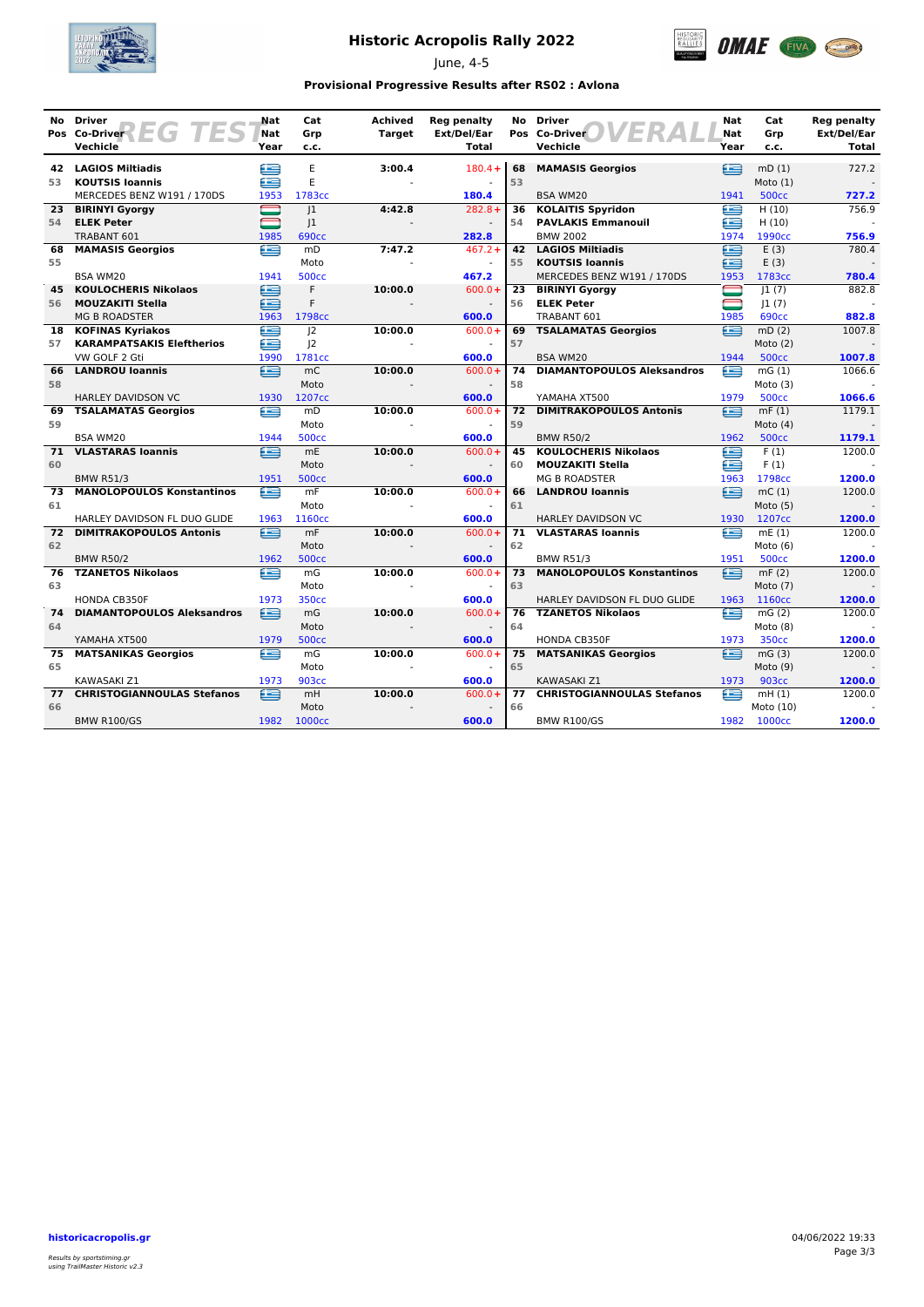# Historic Acropolis Rally 2022

June, 4-5

**Provisional Progressive Results after RS02 : Avlona**

## REG TEST

| No / Pos | Driver / Co-Driver / Vechicle | Nat / Nat / Year | Cat / Grp / c.c. | Achived Target | Reg penalty Ext/Del/Ear Total |
|---|---|---|---|---|---|
| 42 / 53 | **LAGIOS Miltiadis** / **KOUTSIS Ioannis** / MERCEDES BENZ W191 / 170DS | GRE / GRE / 1953 | E / E / 1783cc | 3:00.4 | 180.4+ / - / 180.4 |
| 23 / 54 | **BIRINYI Gyorgy** / **ELEK Peter** / TRABANT 601 | HUN / HUN / 1985 | J1 / J1 / 690cc | 4:42.8 | 282.8+ / - / 282.8 |
| 68 / 55 | **MAMASIS Georgios** / BSA WM20 | GRE / 1941 | mD / Moto / 500cc | 7:47.2 | 467.2+ / - / 467.2 |
| 45 / 56 | **KOULOCHERIS Nikolaos** / **MOUZAKITI Stella** / MG B ROADSTER | GRE / GRE / 1963 | F / F / 1798cc | 10:00.0 | 600.0+ / - / 600.0 |
| 18 / 57 | **KOFINAS Kyriakos** / **KARAMPATSAKIS Eleftherios** / VW GOLF 2 Gti | GRE / GRE / 1990 | J2 / J2 / 1781cc | 10:00.0 | 600.0+ / - / 600.0 |
| 66 / 58 | **LANDROU Ioannis** / HARLEY DAVIDSON VC | GRE / 1930 | mC / Moto / 1207cc | 10:00.0 | 600.0+ / - / 600.0 |
| 69 / 59 | **TSALAMATAS Georgios** / BSA WM20 | GRE / 1944 | mD / Moto / 500cc | 10:00.0 | 600.0+ / - / 600.0 |
| 71 / 60 | **VLASTARAS Ioannis** / BMW R51/3 | GRE / 1951 | mE / Moto / 500cc | 10:00.0 | 600.0+ / - / 600.0 |
| 73 / 61 | **MANOLOPOULOS Konstantinos** / HARLEY DAVIDSON FL DUO GLIDE | GRE / 1963 | mF / Moto / 1160cc | 10:00.0 | 600.0+ / - / 600.0 |
| 72 / 62 | **DIMITRAKOPOULOS Antonis** / BMW R50/2 | GRE / 1962 | mF / Moto / 500cc | 10:00.0 | 600.0+ / - / 600.0 |
| 76 / 63 | **TZANETOS Nikolaos** / HONDA CB350F | GRE / 1973 | mG / Moto / 350cc | 10:00.0 | 600.0+ / - / 600.0 |
| 74 / 64 | **DIAMANTOPOULOS Aleksandros** / YAMAHA XT500 | GRE / 1979 | mG / Moto / 500cc | 10:00.0 | 600.0+ / - / 600.0 |
| 75 / 65 | **MATSANIKAS Georgios** / KAWASAKI Z1 | GRE / 1973 | mG / Moto / 903cc | 10:00.0 | 600.0+ / - / 600.0 |
| 77 / 66 | **CHRISTOGIANNOULAS Stefanos** / BMW R100/GS | GRE / 1982 | mH / Moto / 1000cc | 10:00.0 | 600.0+ / - / 600.0 |

## OVERALL

| No / Pos | Driver / Co-Driver / Vechicle | Nat / Nat / Year | Cat / Grp / c.c. | Reg penalty Ext/Del/Ear Total |
|---|---|---|---|---|
| 68 / 53 | **MAMASIS Georgios** / BSA WM20 | GRE / 1941 | mD (1) / Moto (1) / 500cc | 727.2 / - / 727.2 |
| 36 / 54 | **KOLAITIS Spyridon** / **PAVLAKIS Emmanouil** / BMW 2002 | GRE / GRE / 1974 | H (10) / H (10) / 1990cc | 756.9 / - / 756.9 |
| 42 / 55 | **LAGIOS Miltiadis** / **KOUTSIS Ioannis** / MERCEDES BENZ W191 / 170DS | GRE / GRE / 1953 | E (3) / E (3) / 1783cc | 780.4 / - / 780.4 |
| 23 / 56 | **BIRINYI Gyorgy** / **ELEK Peter** / TRABANT 601 | HUN / HUN / 1985 | J1 (7) / J1 (7) / 690cc | 882.8 / - / 882.8 |
| 69 / 57 | **TSALAMATAS Georgios** / BSA WM20 | GRE / 1944 | mD (2) / Moto (2) / 500cc | 1007.8 / - / 1007.8 |
| 74 / 58 | **DIAMANTOPOULOS Aleksandros** / YAMAHA XT500 | GRE / 1979 | mG (1) / Moto (3) / 500cc | 1066.6 / - / 1066.6 |
| 72 / 59 | **DIMITRAKOPOULOS Antonis** / BMW R50/2 | GRE / 1962 | mF (1) / Moto (4) / 500cc | 1179.1 / - / 1179.1 |
| 45 / 60 | **KOULOCHERIS Nikolaos** / **MOUZAKITI Stella** / MG B ROADSTER | GRE / GRE / 1963 | F (1) / F (1) / 1798cc | 1200.0 / - / 1200.0 |
| 66 / 61 | **LANDROU Ioannis** / HARLEY DAVIDSON VC | GRE / 1930 | mC (1) / Moto (5) / 1207cc | 1200.0 / - / 1200.0 |
| 71 / 62 | **VLASTARAS Ioannis** / BMW R51/3 | GRE / 1951 | mE (1) / Moto (6) / 500cc | 1200.0 / - / 1200.0 |
| 73 / 63 | **MANOLOPOULOS Konstantinos** / HARLEY DAVIDSON FL DUO GLIDE | GRE / 1963 | mF (2) / Moto (7) / 1160cc | 1200.0 / - / 1200.0 |
| 76 / 64 | **TZANETOS Nikolaos** / HONDA CB350F | GRE / 1973 | mG (2) / Moto (8) / 350cc | 1200.0 / - / 1200.0 |
| 75 / 65 | **MATSANIKAS Georgios** / KAWASAKI Z1 | GRE / 1973 | mG (3) / Moto (9) / 903cc | 1200.0 / - / 1200.0 |
| 77 / 66 | **CHRISTOGIANNOULAS Stefanos** / BMW R100/GS | GRE / 1982 | mH (1) / Moto (10) / 1000cc | 1200.0 / - / 1200.0 |

historicacropolis.gr

04/06/2022 19:33

*Results by sportstiming.gr using TrailMaster Historic v2.3*